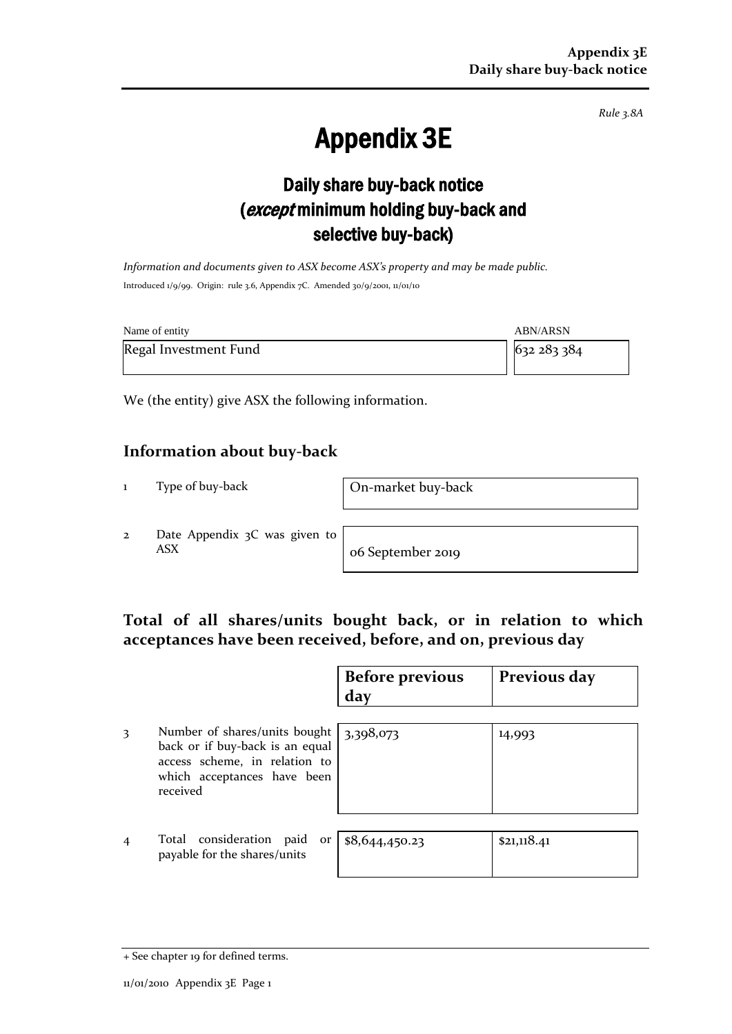Rule 3.8A

# Appendix 3E

## Daily share buy-back notice (*except* minimum holding buy-back and selective buy-back)

*Information and documents given to ASX become ASX's property and may be made public.*

Introduced 1/9/99. Origin: rule 3.6, Appendix 7C. Amended 30/9/2001, 11/01/10

| Name of entity | ABN/ARSN |
|---|---|
| Regal Investment Fund | 632 283 384 |

We (the entity) give ASX the following information.

## Information about buy-back

| | | |
|---|---|---|
| 1 | Type of buy-back | On-market buy-back |
| 2 | Date Appendix 3C was given to ASX | 06 September 2019 |

## Total of all shares/units bought back, or in relation to which acceptances have been received, before, and on, previous day

| | | Before previous day | Previous day |
|---|---|---|---|
| 3 | Number of shares/units bought back or if buy-back is an equal access scheme, in relation to which acceptances have been received | 3,398,073 | 14,993 |
| 4 | Total consideration paid or payable for the shares/units | $8,644,450.23 | $21,118.41 |

+ See chapter 19 for defined terms.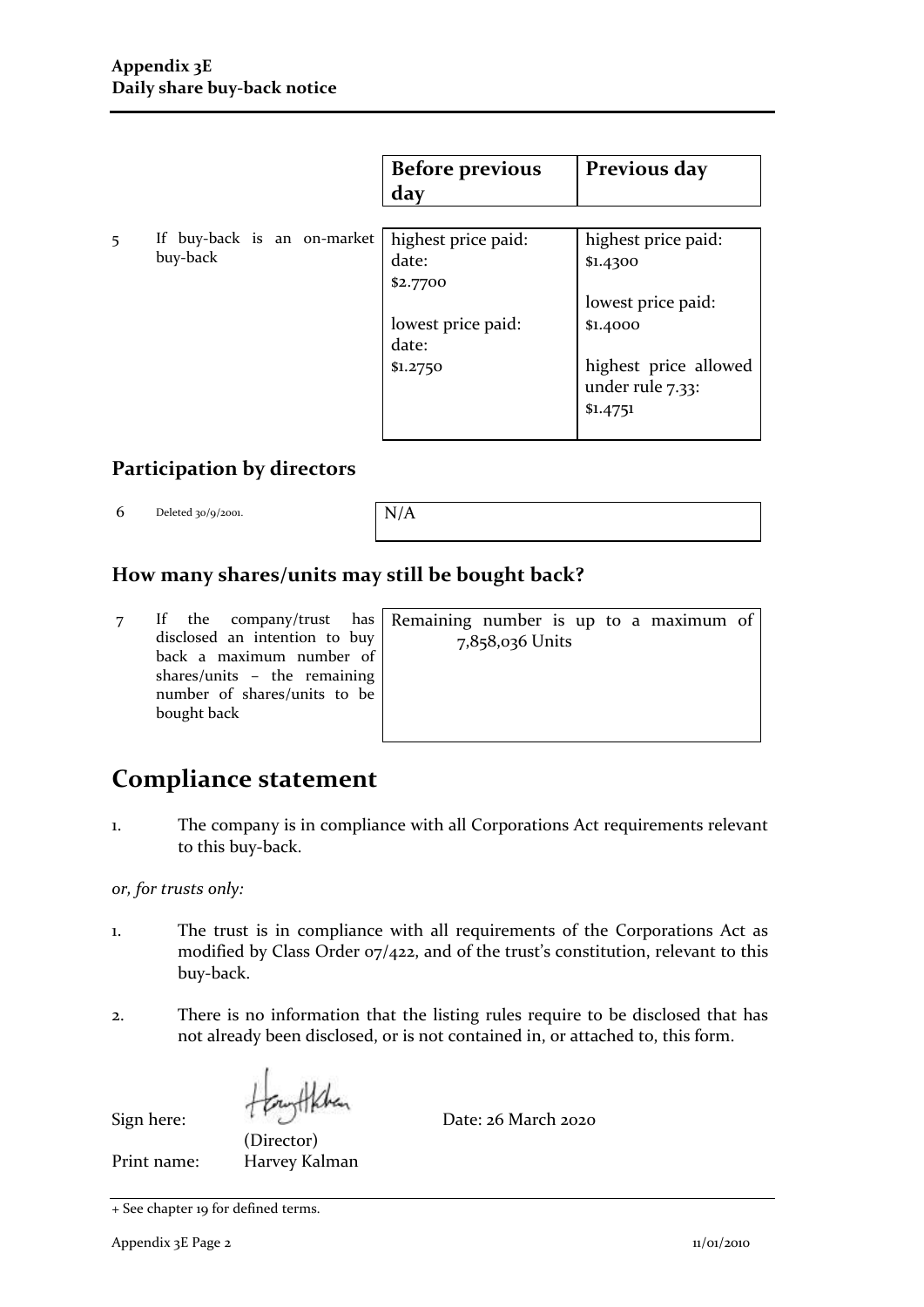**Appendix 3E**
**Daily share buy-back notice**

| | | Before previous day | Previous day |
|---|---|---|---|
| 5 | If buy-back is an on-market buy-back | highest price paid:<br>date:<br>$2.7700<br><br>lowest price paid:<br>date:<br>$1.2750 | highest price paid:<br>$1.4300<br><br>lowest price paid:<br>$1.4000<br><br>highest price allowed under rule 7.33:<br>$1.4751 |

## Participation by directors

| | | |
|---|---|---|
| 6 | Deleted 30/9/2001. | N/A |

## How many shares/units may still be bought back?

| | | |
|---|---|---|
| 7 | If the company/trust has disclosed an intention to buy back a maximum number of shares/units – the remaining number of shares/units to be bought back | Remaining number is up to a maximum of 7,858,036 Units |

# Compliance statement

1. The company is in compliance with all Corporations Act requirements relevant to this buy-back.

*or, for trusts only:*

1. The trust is in compliance with all requirements of the Corporations Act as modified by Class Order 07/422, and of the trust's constitution, relevant to this buy-back.

2. There is no information that the listing rules require to be disclosed that has not already been disclosed, or is not contained in, or attached to, this form.

Sign here: (Director) Date: 26 March 2020

Print name: Harvey Kalman

+ See chapter 19 for defined terms.